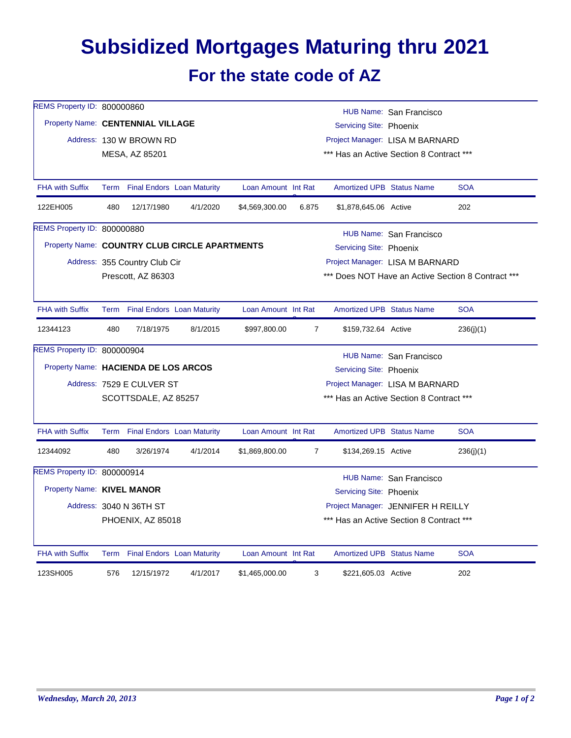# Subsidized Mortgages Maturing thru 2021

## For the state code of AZ

REMS Property ID: 800000860
Property Name: **CENTENNIAL VILLAGE**
Address: 130 W BROWN RD
MESA, AZ 85201

HUB Name: San Francisco
Servicing Site: Phoenix
Project Manager: LISA M BARNARD
*** Has an Active Section 8 Contract ***

| FHA with Suffix | Term | Final Endors | Loan Maturity | Loan Amount | Int Rate | Amortized UPB | Status Name | SOA |
|---|---|---|---|---|---|---|---|---|
| 122EH005 | 480 | 12/17/1980 | 4/1/2020 | $4,569,300.00 | 6.875 | $1,878,645.06 | Active | 202 |

REMS Property ID: 800000880
Property Name: **COUNTRY CLUB CIRCLE APARTMENTS**
Address: 355 Country Club Cir
Prescott, AZ 86303

HUB Name: San Francisco
Servicing Site: Phoenix
Project Manager: LISA M BARNARD
*** Does NOT Have an Active Section 8 Contract ***

| FHA with Suffix | Term | Final Endors | Loan Maturity | Loan Amount | Int Rate | Amortized UPB | Status Name | SOA |
|---|---|---|---|---|---|---|---|---|
| 12344123 | 480 | 7/18/1975 | 8/1/2015 | $997,800.00 | 7 | $159,732.64 | Active | 236(j)(1) |

REMS Property ID: 800000904
Property Name: **HACIENDA DE LOS ARCOS**
Address: 7529 E CULVER ST
SCOTTSDALE, AZ 85257

HUB Name: San Francisco
Servicing Site: Phoenix
Project Manager: LISA M BARNARD
*** Has an Active Section 8 Contract ***

| FHA with Suffix | Term | Final Endors | Loan Maturity | Loan Amount | Int Rate | Amortized UPB | Status Name | SOA |
|---|---|---|---|---|---|---|---|---|
| 12344092 | 480 | 3/26/1974 | 4/1/2014 | $1,869,800.00 | 7 | $134,269.15 | Active | 236(j)(1) |

REMS Property ID: 800000914
Property Name: **KIVEL MANOR**
Address: 3040 N 36TH ST
PHOENIX, AZ 85018

HUB Name: San Francisco
Servicing Site: Phoenix
Project Manager: JENNIFER H REILLY
*** Has an Active Section 8 Contract ***

| FHA with Suffix | Term | Final Endors | Loan Maturity | Loan Amount | Int Rate | Amortized UPB | Status Name | SOA |
|---|---|---|---|---|---|---|---|---|
| 123SH005 | 576 | 12/15/1972 | 4/1/2017 | $1,465,000.00 | 3 | $221,605.03 | Active | 202 |

*Wednesday, March 20, 2013*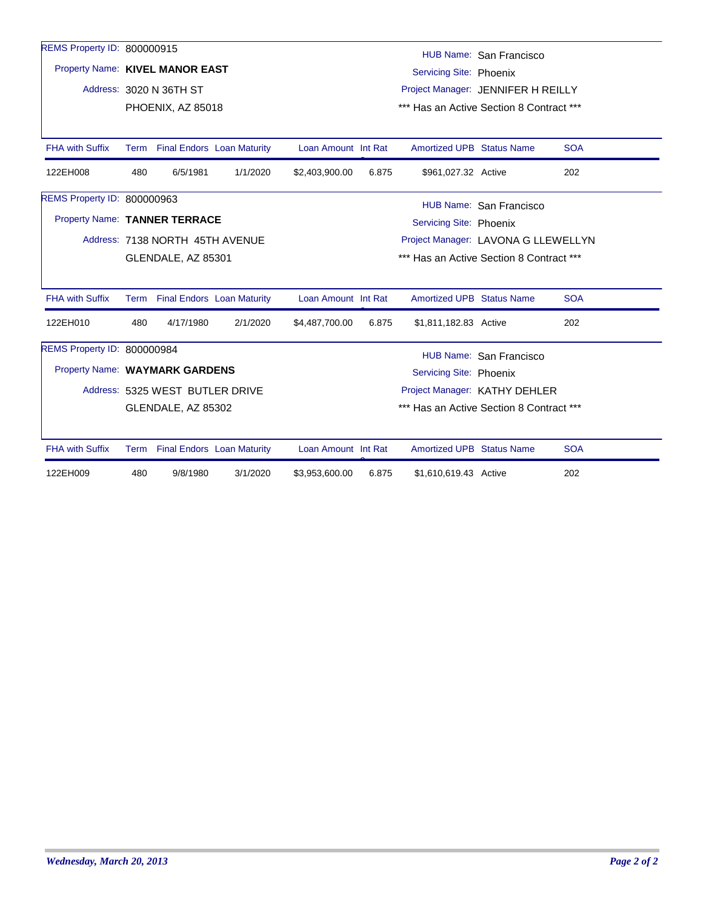REMS Property ID: 800000915

Property Name: **KIVEL MANOR EAST**

Address: 3020 N 36TH ST
PHOENIX, AZ 85018

HUB Name: San Francisco

Servicing Site: Phoenix

Project Manager: JENNIFER H REILLY

*** Has an Active Section 8 Contract ***

| FHA with Suffix | Term | Final Endors | Loan Maturity | Loan Amount | Int Rate | Amortized UPB | Status Name | SOA |
|---|---|---|---|---|---|---|---|---|
| 122EH008 | 480 | 6/5/1981 | 1/1/2020 | $2,403,900.00 | 6.875 | $961,027.32 | Active | 202 |

REMS Property ID: 800000963

Property Name: **TANNER TERRACE**

Address: 7138 NORTH 45TH AVENUE
GLENDALE, AZ 85301

HUB Name: San Francisco

Servicing Site: Phoenix

Project Manager: LAVONA G LLEWELLYN

*** Has an Active Section 8 Contract ***

| FHA with Suffix | Term | Final Endors | Loan Maturity | Loan Amount | Int Rate | Amortized UPB | Status Name | SOA |
|---|---|---|---|---|---|---|---|---|
| 122EH010 | 480 | 4/17/1980 | 2/1/2020 | $4,487,700.00 | 6.875 | $1,811,182.83 | Active | 202 |

REMS Property ID: 800000984

Property Name: **WAYMARK GARDENS**

Address: 5325 WEST BUTLER DRIVE
GLENDALE, AZ 85302

HUB Name: San Francisco

Servicing Site: Phoenix

Project Manager: KATHY DEHLER

*** Has an Active Section 8 Contract ***

| FHA with Suffix | Term | Final Endors | Loan Maturity | Loan Amount | Int Rate | Amortized UPB | Status Name | SOA |
|---|---|---|---|---|---|---|---|---|
| 122EH009 | 480 | 9/8/1980 | 3/1/2020 | $3,953,600.00 | 6.875 | $1,610,619.43 | Active | 202 |